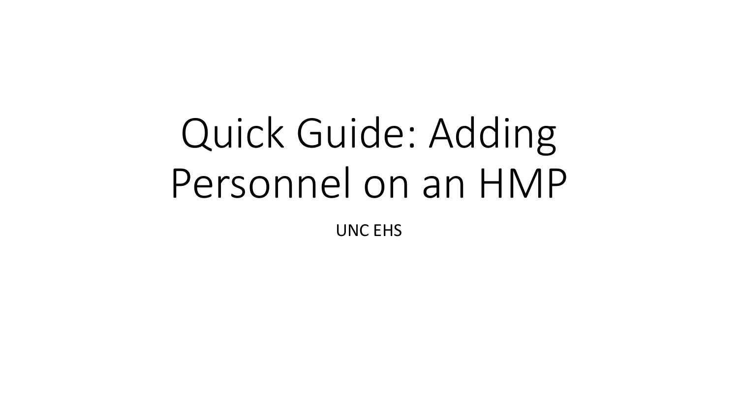# Quick Guide: Adding Personnel on an HMP

UNC EHS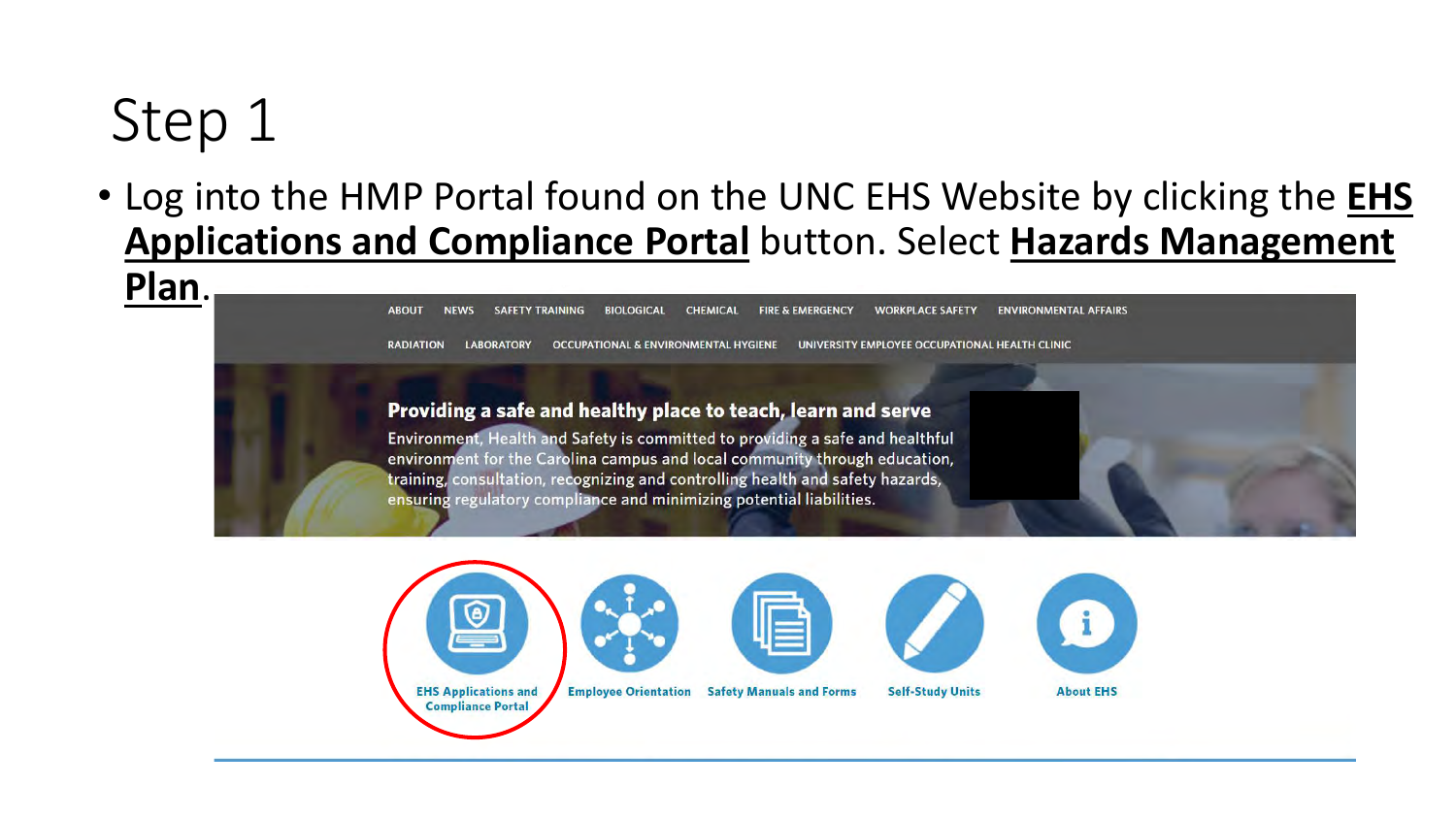# Step 1

- Log into the HMP Portal found on the UNC EHS Website by clicking the **EHS Applications and Compliance Portal** button. Select **Hazards Management Plan**.

ABOUT NEWS SAFETY TRAINING BIOLOGICAL CHEMICAL FIRE & EMERGENCY WORKPLACE SAFETY ENVIRONMENTAL AFFAIRS

RADIATION LABORATORY OCCUPATIONAL & ENVIRONMENTAL HYGIENE UNIVERSITY EMPLOYEE OCCUPATIONAL HEALTH CLINIC

**Providing a safe and healthy place to teach, learn and serve**

Environment, Health and Safety is committed to providing a safe and healthful environment for the Carolina campus and local community through education, training, consultation, recognizing and controlling health and safety hazards, ensuring regulatory compliance and minimizing potential liabilities.

EHS Applications and Compliance Portal | Employee Orientation | Safety Manuals and Forms | Self-Study Units | About EHS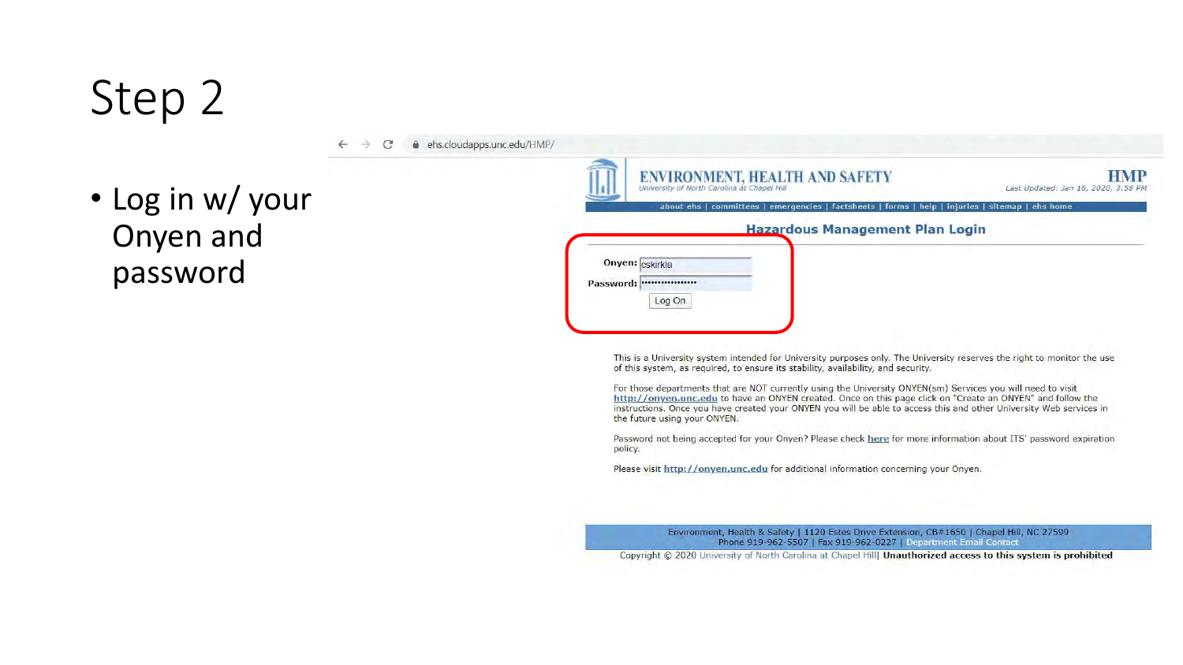# Step 2

- Log in w/ your Onyen and password

ehs.cloudapps.unc.edu/HMP/

ENVIRONMENT, HEALTH AND SAFETY
University of North Carolina at Chapel Hill

HMP
Last Updated: Jan 16, 2020, 3:58 PM

about ehs | committees | emergencies | factsheets | forms | help | injuries | sitemap | ehs home

## Hazardous Management Plan Login

Onyen: cskirkla
Password: ••••••••••••••••

Log On

This is a University system intended for University purposes only. The University reserves the right to monitor the use of this system, as required, to ensure its stability, availability, and security.

For those departments that are NOT currently using the University ONYEN(sm) Services you will need to visit http://onyen.unc.edu to have an ONYEN created. Once on this page click on "Create an ONYEN" and follow the instructions. Once you have created your ONYEN you will be able to access this and other University Web services in the future using your ONYEN.

Password not being accepted for your Onyen? Please check here for more information about ITS' password expiration policy.

Please visit http://onyen.unc.edu for additional information concerning your Onyen.

Environment, Health & Safety | 1120 Estes Drive Extension, CB#1650 | Chapel Hill, NC 27599
Phone 919-962-5507 | Fax 919-962-0227 | Department Email Contact

Copyright © 2020 University of North Carolina at Chapel Hill | **Unauthorized access to this system is prohibited**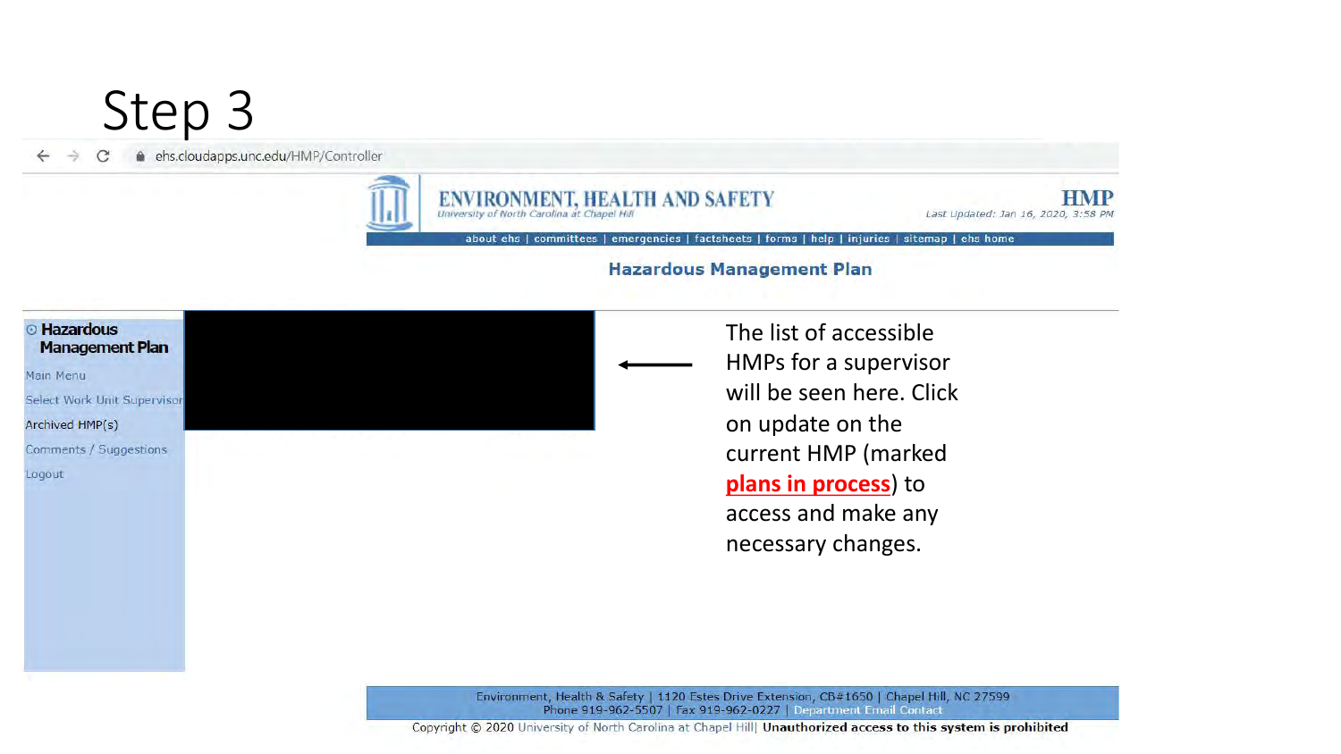# Step 3

ehs.cloudapps.unc.edu/HMP/Controller

**ENVIRONMENT, HEALTH AND SAFETY**
University of North Carolina at Chapel Hill

**HMP**
Last Updated: Jan 16, 2020, 3:58 PM

about ehs | committees | emergencies | factsheets | forms | help | injuries | sitemap | ehs home

## Hazardous Management Plan

**Hazardous Management Plan**

- Main Menu
- Select Work Unit Supervisor
- Archived HMP(s)
- Comments / Suggestions
- Logout

The list of accessible HMPs for a supervisor will be seen here. Click on update on the current HMP (marked **plans in process**) to access and make any necessary changes.

Environment, Health & Safety | 1120 Estes Drive Extension, CB#1650 | Chapel Hill, NC 27599
Phone 919-962-5507 | Fax 919-962-0227 | Department Email Contact

Copyright © 2020 University of North Carolina at Chapel Hill| **Unauthorized access to this system is prohibited**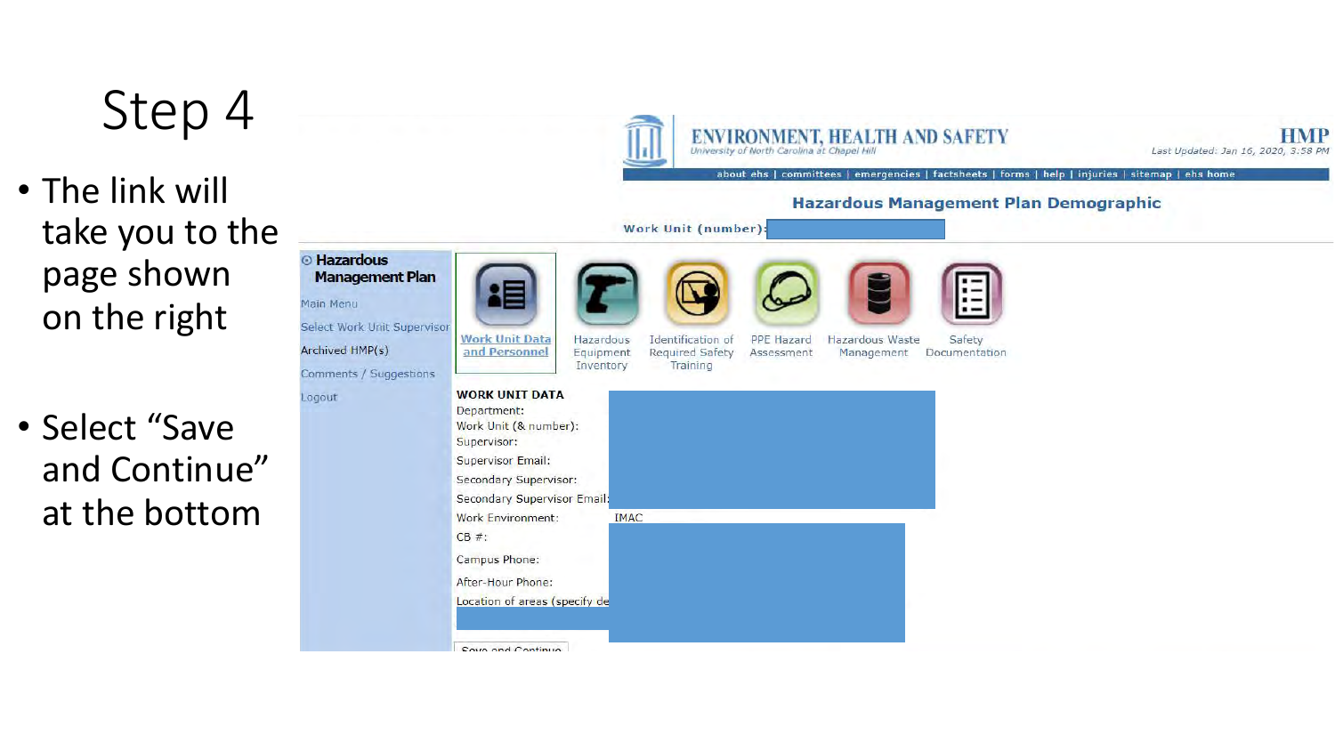# Step 4

- The link will take you to the page shown on the right
- Select "Save and Continue" at the bottom

ENVIRONMENT, HEALTH AND SAFETY
University of North Carolina at Chapel Hill

HMP
Last Updated: Jan 16, 2020, 3:58 PM

about ehs | committees | emergencies | factsheets | forms | help | injuries | sitemap | ehs home

**Hazardous Management Plan Demographic**

Work Unit (number):

**Hazardous Management Plan**

- Main Menu
- Select Work Unit Supervisor
- Archived HMP(s)
- Comments / Suggestions
- Logout

Work Unit Data and Personnel | Hazardous Equipment Inventory | Identification of Required Safety Training | PPE Hazard Assessment | Hazardous Waste Management | Safety Documentation

**WORK UNIT DATA**

Department:
Work Unit (& number):
Supervisor:
Supervisor Email:
Secondary Supervisor:
Secondary Supervisor Email:
Work Environment: IMAC
CB #:
Campus Phone:
After-Hour Phone:
Location of areas (specify de

Save and Continue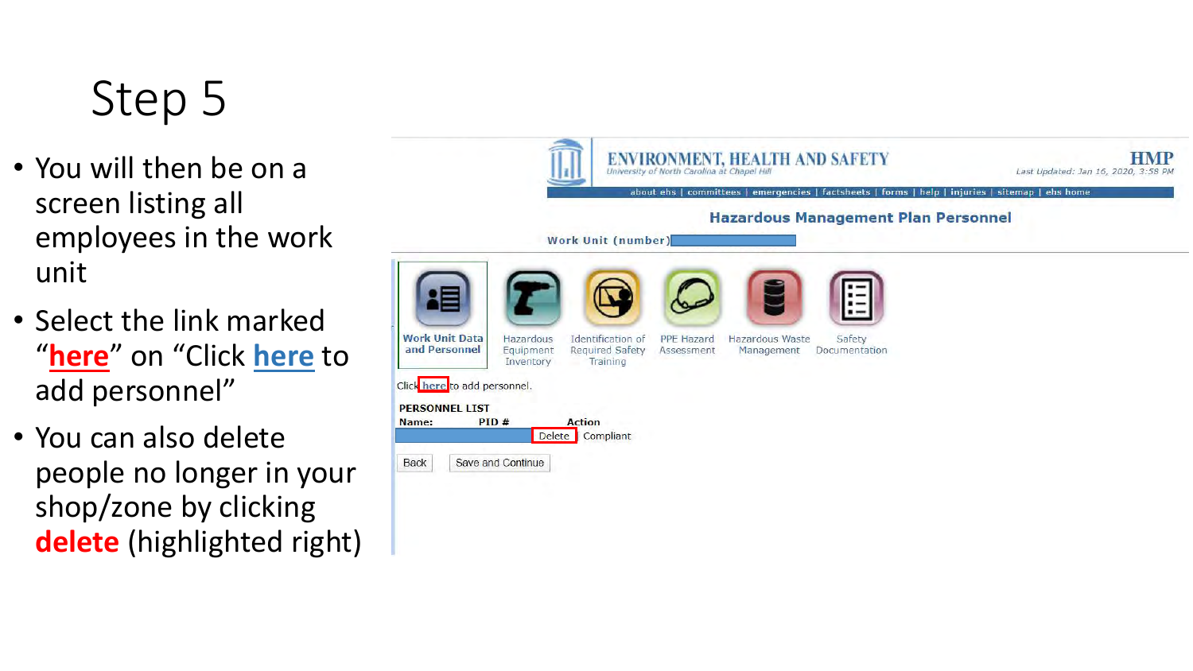# Step 5

- You will then be on a screen listing all employees in the work unit
- Select the link marked "**here**" on "Click **here** to add personnel"
- You can also delete people no longer in your shop/zone by clicking **delete** (highlighted right)

ENVIRONMENT, HEALTH AND SAFETY
University of North Carolina at Chapel Hill

HMP
Last Updated: Jan 16, 2020, 3:58 PM

about ehs | committees | emergencies | factsheets | forms | help | injuries | sitemap | ehs home

**Hazardous Management Plan Personnel**

Work Unit (number)

Work Unit Data and Personnel | Hazardous Equipment Inventory | Identification of Required Safety Training | PPE Hazard Assessment | Hazardous Waste Management | Safety Documentation

Click here to add personnel.

**PERSONNEL LIST**

| Name: | PID # | Action | |
|---|---|---|---|
| | | Delete | Compliant |

Back | Save and Continue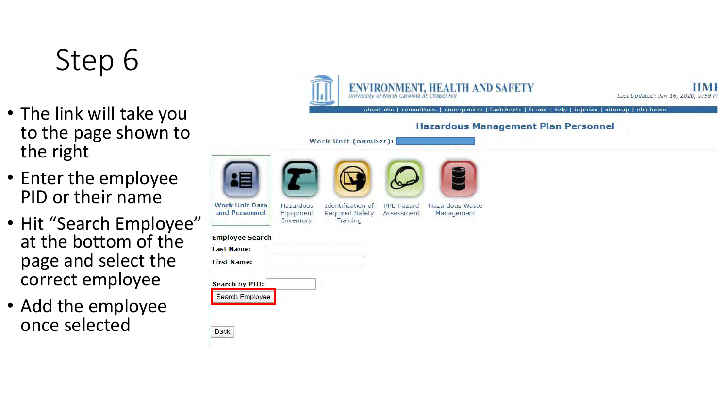# Step 6

- The link will take you to the page shown to the right
- Enter the employee PID or their name
- Hit "Search Employee" at the bottom of the page and select the correct employee
- Add the employee once selected

ENVIRONMENT, HEALTH AND SAFETY
University of North Carolina at Chapel Hill

Last Updated: Jan 16, 2020, 3:58 P

about ehs | committees | emergencies | factsheets | forms | help | injuries | sitemap | ehs home

**Hazardous Management Plan Personnel**

Work Unit (number):

Work Unit Data and Personnel | Hazardous Equipment Inventory | Identification of Required Safety Training | PPE Hazard Assessment | Hazardous Waste Management

**Employee Search**

**Last Name:**

**First Name:**

**Search by PID:**

Search Employee

Back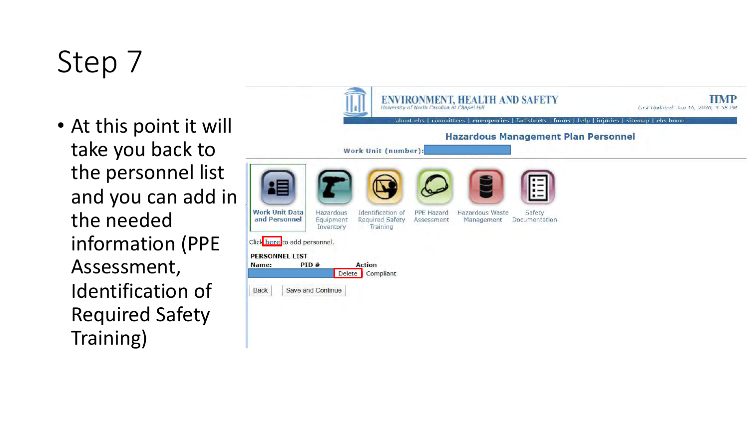# Step 7

- At this point it will take you back to the personnel list and you can add in the needed information (PPE Assessment, Identification of Required Safety Training)

ENVIRONMENT, HEALTH AND SAFETY
University of North Carolina at Chapel Hill

HMP
Last Updated: Jan 16, 2020, 3:58 PM

about ehs | committees | emergencies | factsheets | forms | help | injuries | sitemap | ehs home

**Hazardous Management Plan Personnel**

Work Unit (number):

Work Unit Data and Personnel | Hazardous Equipment Inventory | Identification of Required Safety Training | PPE Hazard Assessment | Hazardous Waste Management | Safety Documentation

Click here to add personnel.

**PERSONNEL LIST**

| Name: | PID # | Action | |
|---|---|---|---|
| | | Delete | Compliant |

Back | Save and Continue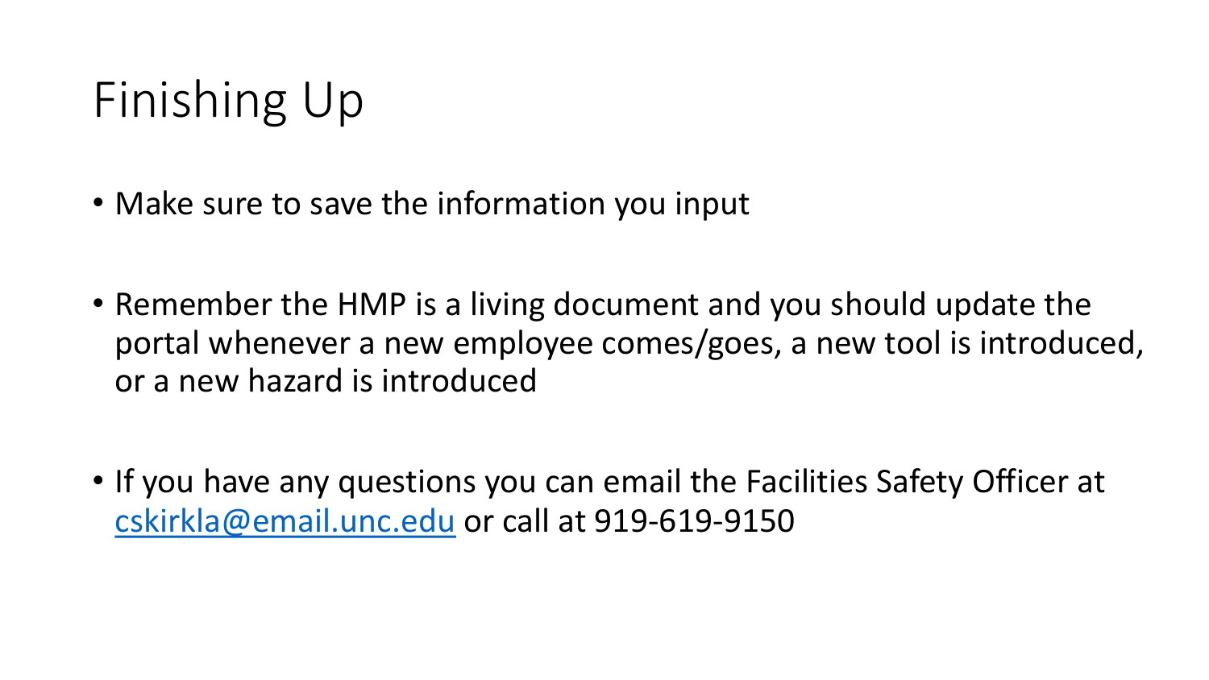# Finishing Up

- Make sure to save the information you input

- Remember the HMP is a living document and you should update the portal whenever a new employee comes/goes, a new tool is introduced, or a new hazard is introduced

- If you have any questions you can email the Facilities Safety Officer at [cskirkla@email.unc.edu](mailto:cskirkla@email.unc.edu) or call at 919-619-9150